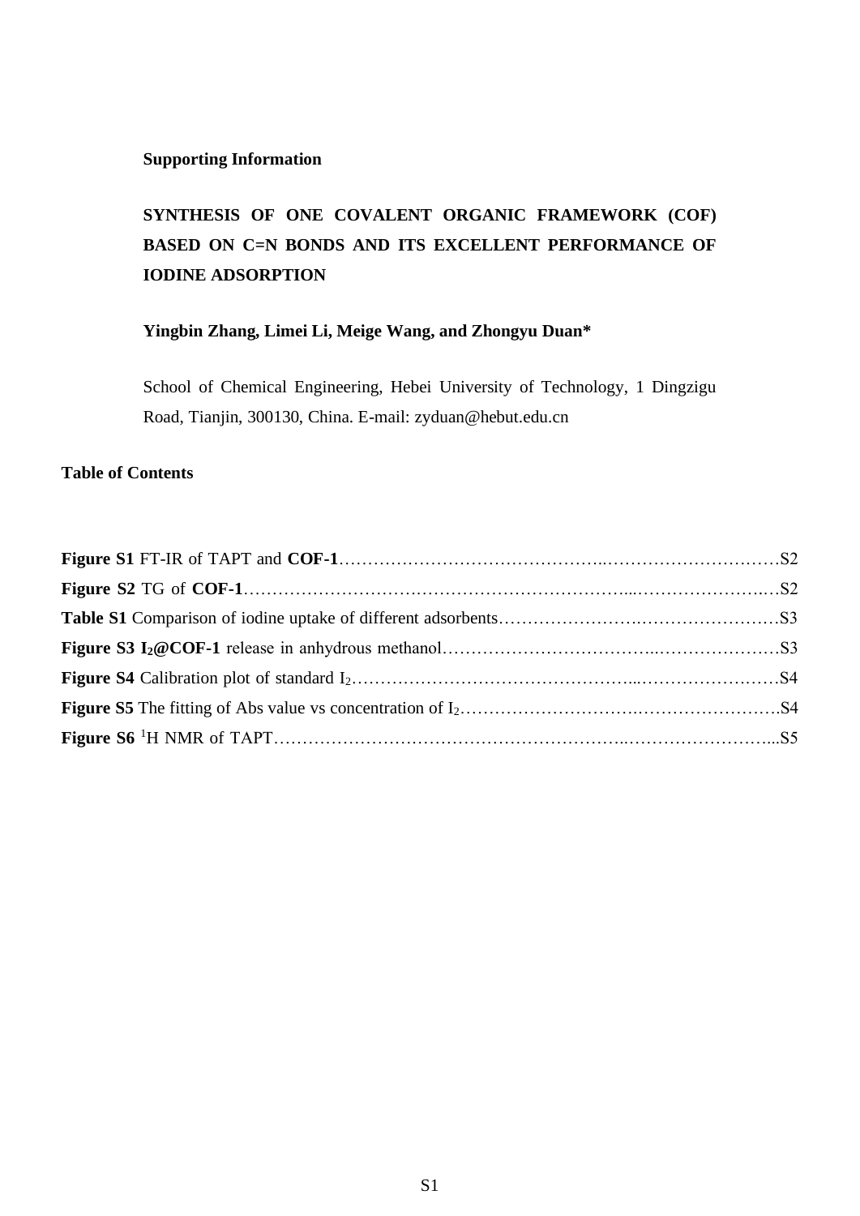**Supporting Information**

# SYNTHESIS OF ONE COVALENT ORGANIC FRAMEWORK (COF) BASED ON C=N BONDS AND ITS EXCELLENT PERFORMANCE OF IODINE ADSORPTION

**Yingbin Zhang, Limei Li, Meige Wang, and Zhongyu Duan***

School of Chemical Engineering, Hebei University of Technology, 1 Dingzigu Road, Tianjin, 300130, China. E-mail: zyduan@hebut.edu.cn

## Table of Contents

**Figure S1** FT-IR of TAPT and **COF-1**……………………………………..…………………….……S2

**Figure S2** TG of **COF-1**…………………………….…………………………...…………………..…S2

**Table S1** Comparison of iodine uptake of different adsorbents…………………….……………………S3

**Figure S3** $\mathbf{I_2}$**@COF-1** release in anhydrous methanol……………………………..…………………S3

**Figure S4** Calibration plot of standard $I_2$………………………………………...………………….……S4

**Figure S5** The fitting of Abs value vs concentration of $I_2$………………………….…………………….S4

**Figure S6** $^{1}$H NMR of TAPT……………………………………………………..……………………...S5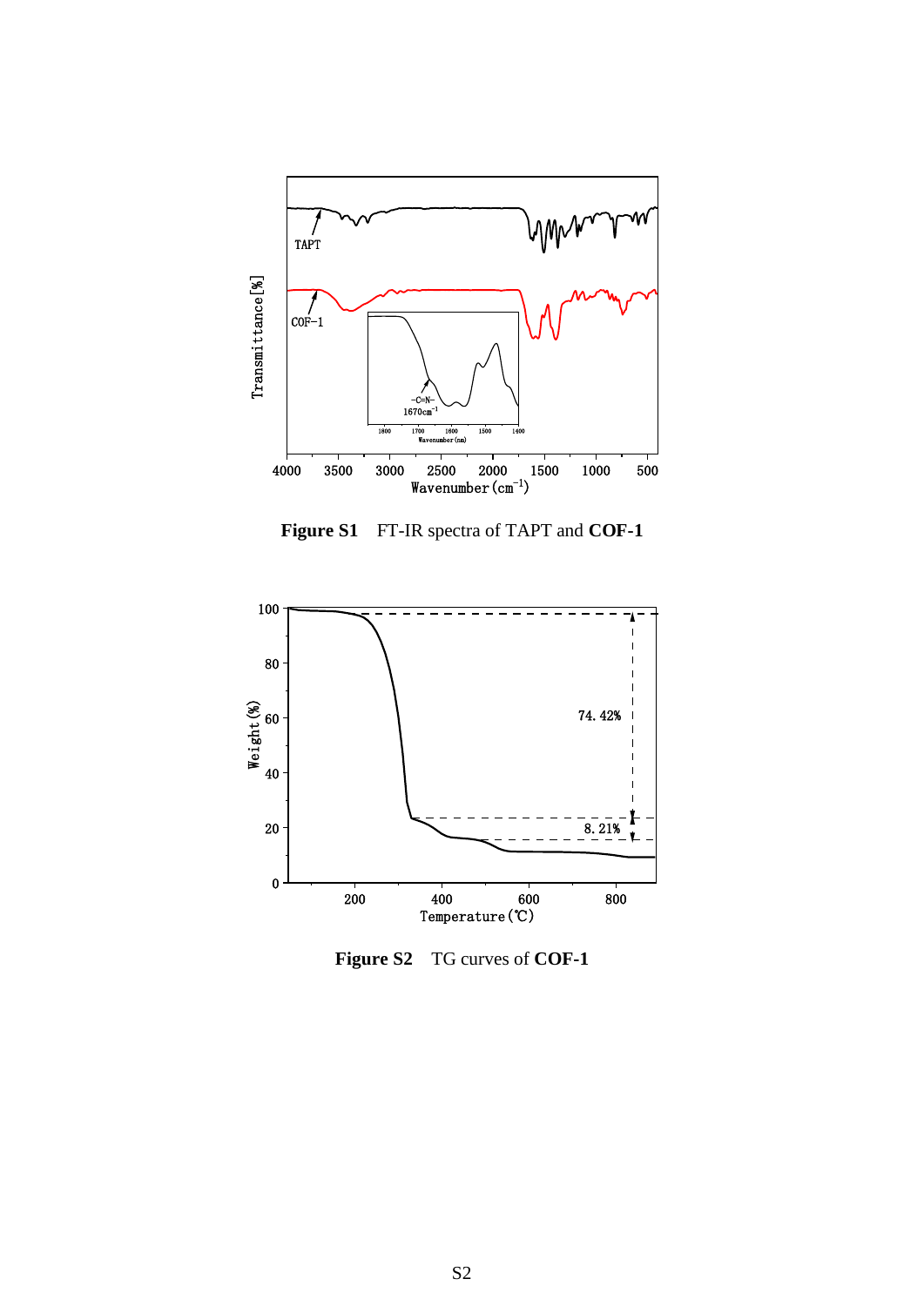**Figure S1** FT-IR spectra of TAPT and **COF-1**

**Figure S2** TG curves of **COF-1**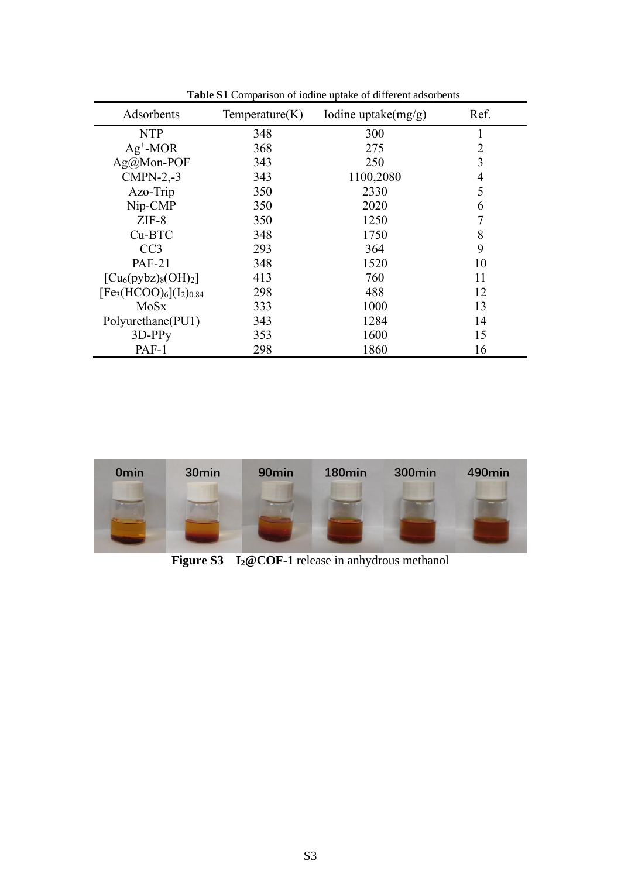**Table S1** Comparison of iodine uptake of different adsorbents

| Adsorbents | Temperature(K) | Iodine uptake(mg/g) | Ref. |
|---|---|---|---|
| NTP | 348 | 300 | 1 |
| $Ag^{+}$-MOR | 368 | 275 | 2 |
| Ag@Mon-POF | 343 | 250 | 3 |
| CMPN-2,-3 | 343 | 1100,2080 | 4 |
| Azo-Trip | 350 | 2330 | 5 |
| Nip-CMP | 350 | 2020 | 6 |
| ZIF-8 | 350 | 1250 | 7 |
| Cu-BTC | 348 | 1750 | 8 |
| CC3 | 293 | 364 | 9 |
| PAF-21 | 348 | 1520 | 10 |
| $[Cu_6(pybz)_8(OH)_2]$ | 413 | 760 | 11 |
| $[Fe_3(HCOO)_6](I_2)_{0.84}$ | 298 | 488 | 12 |
| MoSx | 333 | 1000 | 13 |
| Polyurethane(PU1) | 343 | 1284 | 14 |
| 3D-PPy | 353 | 1600 | 15 |
| PAF-1 | 298 | 1860 | 16 |

**Figure S3 $I_2$@COF-1** release in anhydrous methanol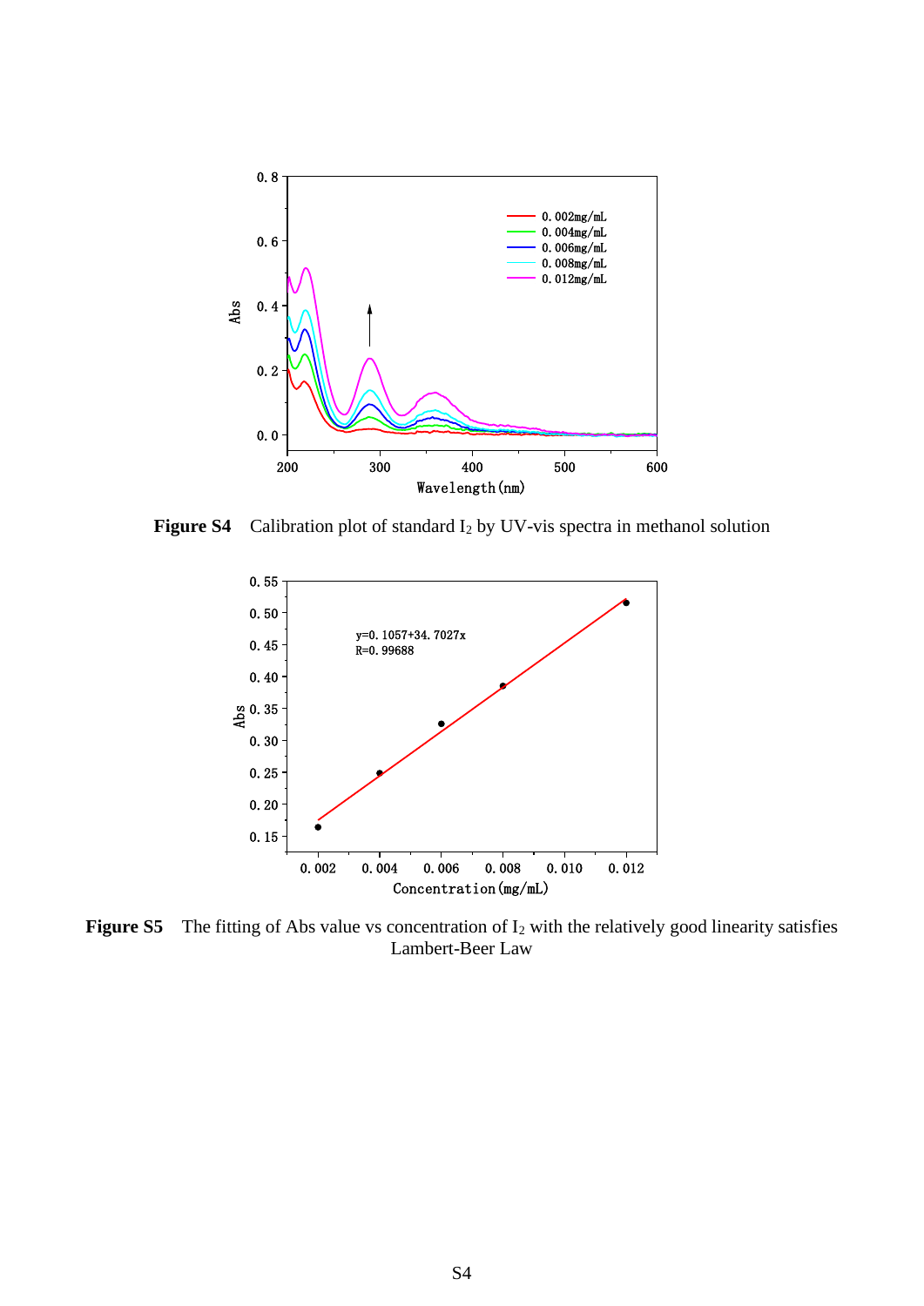**Figure S4** Calibration plot of standard $I_2$ by UV-vis spectra in methanol solution

**Figure S5** The fitting of Abs value vs concentration of $I_2$ with the relatively good linearity satisfies Lambert-Beer Law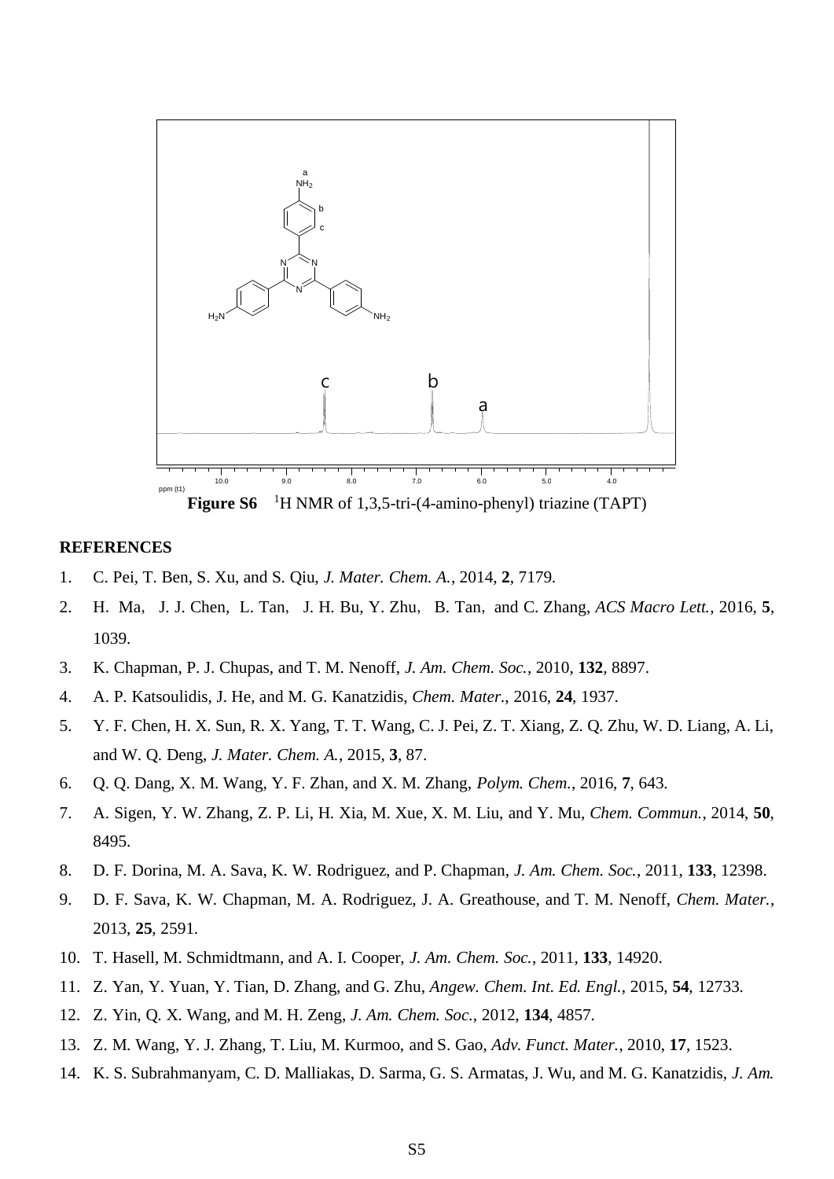**Figure S6** $^{1}$H NMR of 1,3,5-tri-(4-amino-phenyl) triazine (TAPT)

## REFERENCES

1. C. Pei, T. Ben, S. Xu, and S. Qiu, *J. Mater. Chem. A.*, 2014, **2**, 7179.
2. H. Ma, J. J. Chen, L. Tan, J. H. Bu, Y. Zhu, B. Tan, and C. Zhang, *ACS Macro Lett.*, 2016, **5**, 1039.
3. K. Chapman, P. J. Chupas, and T. M. Nenoff, *J. Am. Chem. Soc.*, 2010, **132**, 8897.
4. A. P. Katsoulidis, J. He, and M. G. Kanatzidis, *Chem. Mater.*, 2016, **24**, 1937.
5. Y. F. Chen, H. X. Sun, R. X. Yang, T. T. Wang, C. J. Pei, Z. T. Xiang, Z. Q. Zhu, W. D. Liang, A. Li, and W. Q. Deng, *J. Mater. Chem. A.*, 2015, **3**, 87.
6. Q. Q. Dang, X. M. Wang, Y. F. Zhan, and X. M. Zhang, *Polym. Chem.*, 2016, **7**, 643.
7. A. Sigen, Y. W. Zhang, Z. P. Li, H. Xia, M. Xue, X. M. Liu, and Y. Mu, *Chem. Commun.*, 2014, **50**, 8495.
8. D. F. Dorina, M. A. Sava, K. W. Rodriguez, and P. Chapman, *J. Am. Chem. Soc.*, 2011, **133**, 12398.
9. D. F. Sava, K. W. Chapman, M. A. Rodriguez, J. A. Greathouse, and T. M. Nenoff, *Chem. Mater.*, 2013, **25**, 2591.
10. T. Hasell, M. Schmidtmann, and A. I. Cooper, *J. Am. Chem. Soc.*, 2011, **133**, 14920.
11. Z. Yan, Y. Yuan, Y. Tian, D. Zhang, and G. Zhu, *Angew. Chem. Int. Ed. Engl.*, 2015, **54**, 12733.
12. Z. Yin, Q. X. Wang, and M. H. Zeng, *J. Am. Chem. Soc.*, 2012, **134**, 4857.
13. Z. M. Wang, Y. J. Zhang, T. Liu, M. Kurmoo, and S. Gao, *Adv. Funct. Mater.*, 2010, **17**, 1523.
14. K. S. Subrahmanyam, C. D. Malliakas, D. Sarma, G. S. Armatas, J. Wu, and M. G. Kanatzidis, *J. Am.*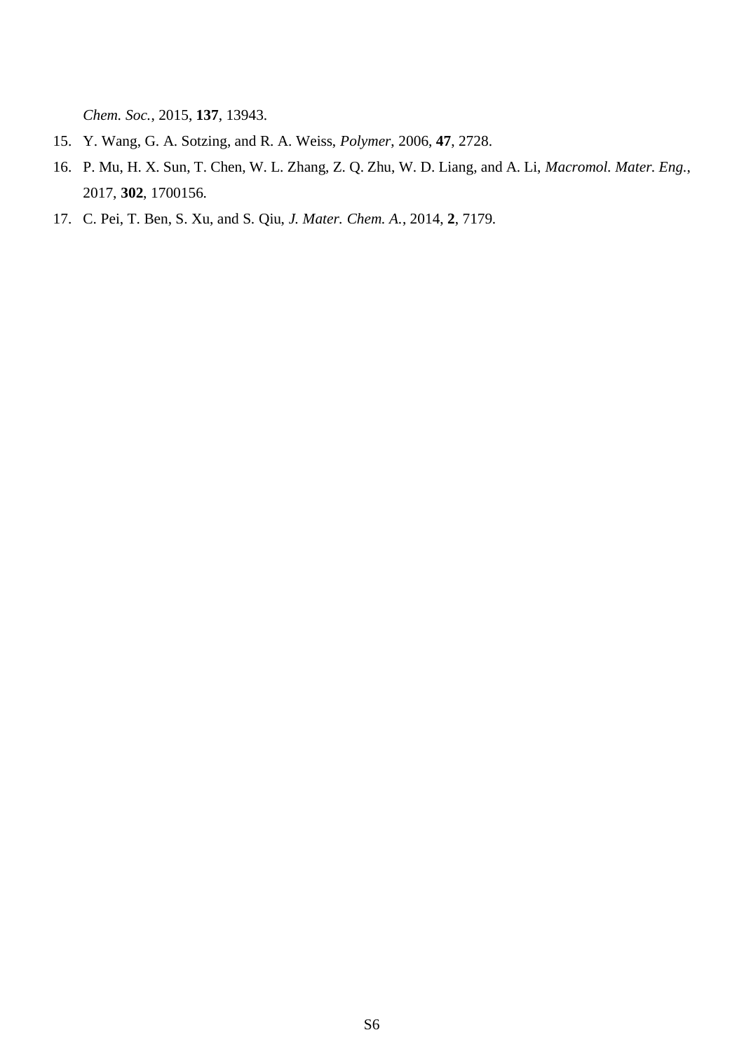Chem. Soc.*, 2015, **137**, 13943.

15. Y. Wang, G. A. Sotzing, and R. A. Weiss, *Polymer*, 2006, **47**, 2728.
16. P. Mu, H. X. Sun, T. Chen, W. L. Zhang, Z. Q. Zhu, W. D. Liang, and A. Li, *Macromol. Mater. Eng.*, 2017, **302**, 1700156.
17. C. Pei, T. Ben, S. Xu, and S. Qiu, *J. Mater. Chem. A.*, 2014, **2**, 7179.